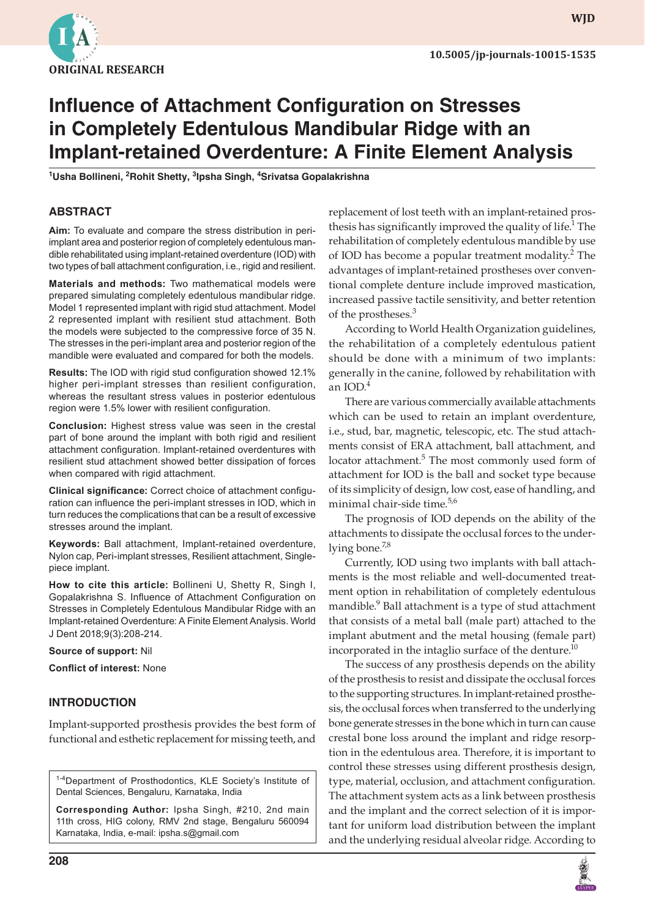ORIGINAL RESEARCH

10.5005/jp-journals-10015-1535

# Influence of Attachment Configuration on Stresses in Completely Edentulous Mandibular Ridge with an Implant-retained Overdenture: A Finite Element Analysis

[1]Usha Bollineni, [2]Rohit Shetty, [3]Ipsha Singh, [4]Srivatsa Gopalakrishna

## ABSTRACT

**Aim:** To evaluate and compare the stress distribution in peri-implant area and posterior region of completely edentulous mandible rehabilitated using implant-retained overdenture (IOD) with two types of ball attachment configuration, i.e., rigid and resilient.

**Materials and methods:** Two mathematical models were prepared simulating completely edentulous mandibular ridge. Model 1 represented implant with rigid stud attachment. Model 2 represented implant with resilient stud attachment. Both the models were subjected to the compressive force of 35 N. The stresses in the peri-implant area and posterior region of the mandible were evaluated and compared for both the models.

**Results:** The IOD with rigid stud configuration showed 12.1% higher peri-implant stresses than resilient configuration, whereas the resultant stress values in posterior edentulous region were 1.5% lower with resilient configuration.

**Conclusion:** Highest stress value was seen in the crestal part of bone around the implant with both rigid and resilient attachment configuration. Implant-retained overdentures with resilient stud attachment showed better dissipation of forces when compared with rigid attachment.

**Clinical significance:** Correct choice of attachment configuration can influence the peri-implant stresses in IOD, which in turn reduces the complications that can be a result of excessive stresses around the implant.

**Keywords:** Ball attachment, Implant-retained overdenture, Nylon cap, Peri-implant stresses, Resilient attachment, Single-piece implant.

**How to cite this article:** Bollineni U, Shetty R, Singh I, Gopalakrishna S. Influence of Attachment Configuration on Stresses in Completely Edentulous Mandibular Ridge with an Implant-retained Overdenture: A Finite Element Analysis. World J Dent 2018;9(3):208-214.

**Source of support:** Nil

**Conflict of interest:** None

## INTRODUCTION

Implant-supported prosthesis provides the best form of functional and esthetic replacement for missing teeth, and replacement of lost teeth with an implant-retained prosthesis has significantly improved the quality of life.[1] The rehabilitation of completely edentulous mandible by use of IOD has become a popular treatment modality.[2] The advantages of implant-retained prostheses over conventional complete denture include improved mastication, increased passive tactile sensitivity, and better retention of the prostheses.[3]

According to World Health Organization guidelines, the rehabilitation of a completely edentulous patient should be done with a minimum of two implants: generally in the canine, followed by rehabilitation with an IOD.[4]

There are various commercially available attachments which can be used to retain an implant overdenture, i.e., stud, bar, magnetic, telescopic, etc. The stud attachments consist of ERA attachment, ball attachment, and locator attachment.[5] The most commonly used form of attachment for IOD is the ball and socket type because of its simplicity of design, low cost, ease of handling, and minimal chair-side time.[5,6]

The prognosis of IOD depends on the ability of the attachments to dissipate the occlusal forces to the underlying bone.[7,8]

Currently, IOD using two implants with ball attachments is the most reliable and well-documented treatment option in rehabilitation of completely edentulous mandible.[9] Ball attachment is a type of stud attachment that consists of a metal ball (male part) attached to the implant abutment and the metal housing (female part) incorporated in the intaglio surface of the denture.[10]

The success of any prosthesis depends on the ability of the prosthesis to resist and dissipate the occlusal forces to the supporting structures. In implant-retained prosthesis, the occlusal forces when transferred to the underlying bone generate stresses in the bone which in turn can cause crestal bone loss around the implant and ridge resorption in the edentulous area. Therefore, it is important to control these stresses using different prosthesis design, type, material, occlusion, and attachment configuration. The attachment system acts as a link between prosthesis and the implant and the correct selection of it is important for uniform load distribution between the implant and the underlying residual alveolar ridge. According to

[1-4]Department of Prosthodontics, KLE Society's Institute of Dental Sciences, Bengaluru, Karnataka, India

**Corresponding Author:** Ipsha Singh, #210, 2nd main 11th cross, HIG colony, RMV 2nd stage, Bengaluru 560094 Karnataka, India, e-mail: ipsha.s@gmail.com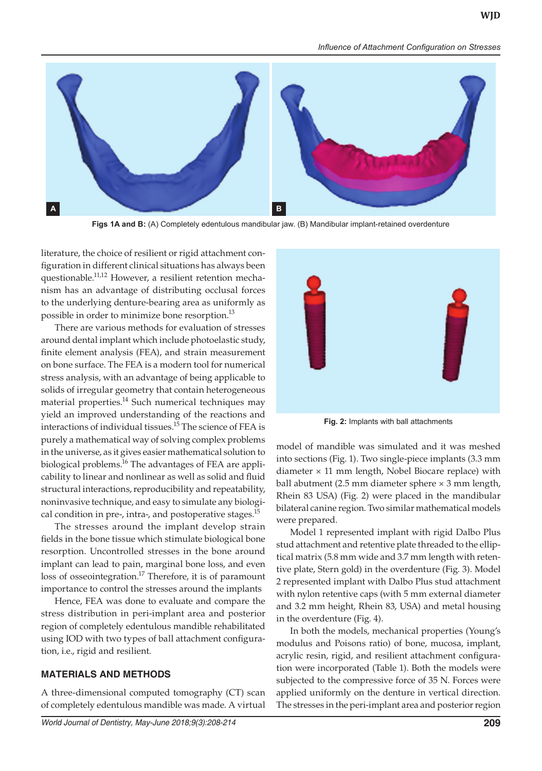**Figs 1A and B:** (A) Completely edentulous mandibular jaw. (B) Mandibular implant-retained overdenture

literature, the choice of resilient or rigid attachment configuration in different clinical situations has always been questionable.[11,12] However, a resilient retention mechanism has an advantage of distributing occlusal forces to the underlying denture-bearing area as uniformly as possible in order to minimize bone resorption.[13]

There are various methods for evaluation of stresses around dental implant which include photoelastic study, finite element analysis (FEA), and strain measurement on bone surface. The FEA is a modern tool for numerical stress analysis, with an advantage of being applicable to solids of irregular geometry that contain heterogeneous material properties.[14] Such numerical techniques may yield an improved understanding of the reactions and interactions of individual tissues.[15] The science of FEA is purely a mathematical way of solving complex problems in the universe, as it gives easier mathematical solution to biological problems.[16] The advantages of FEA are applicability to linear and nonlinear as well as solid and fluid structural interactions, reproducibility and repeatability, noninvasive technique, and easy to simulate any biological condition in pre-, intra-, and postoperative stages.[15]

The stresses around the implant develop strain fields in the bone tissue which stimulate biological bone resorption. Uncontrolled stresses in the bone around implant can lead to pain, marginal bone loss, and even loss of osseointegration.[17] Therefore, it is of paramount importance to control the stresses around the implants

Hence, FEA was done to evaluate and compare the stress distribution in peri-implant area and posterior region of completely edentulous mandible rehabilitated using IOD with two types of ball attachment configuration, i.e., rigid and resilient.

## MATERIALS AND METHODS

A three-dimensional computed tomography (CT) scan of completely edentulous mandible was made. A virtual model of mandible was simulated and it was meshed into sections (Fig. 1). Two single-piece implants (3.3 mm diameter × 11 mm length, Nobel Biocare replace) with ball abutment (2.5 mm diameter sphere × 3 mm length, Rhein 83 USA) (Fig. 2) were placed in the mandibular bilateral canine region. Two similar mathematical models were prepared.

**Fig. 2:** Implants with ball attachments

Model 1 represented implant with rigid Dalbo Plus stud attachment and retentive plate threaded to the elliptical matrix (5.8 mm wide and 3.7 mm length with retentive plate, Stern gold) in the overdenture (Fig. 3). Model 2 represented implant with Dalbo Plus stud attachment with nylon retentive caps (with 5 mm external diameter and 3.2 mm height, Rhein 83, USA) and metal housing in the overdenture (Fig. 4).

In both the models, mechanical properties (Young's modulus and Poisons ratio) of bone, mucosa, implant, acrylic resin, rigid, and resilient attachment configuration were incorporated (Table 1). Both the models were subjected to the compressive force of 35 N. Forces were applied uniformly on the denture in vertical direction. The stresses in the peri-implant area and posterior region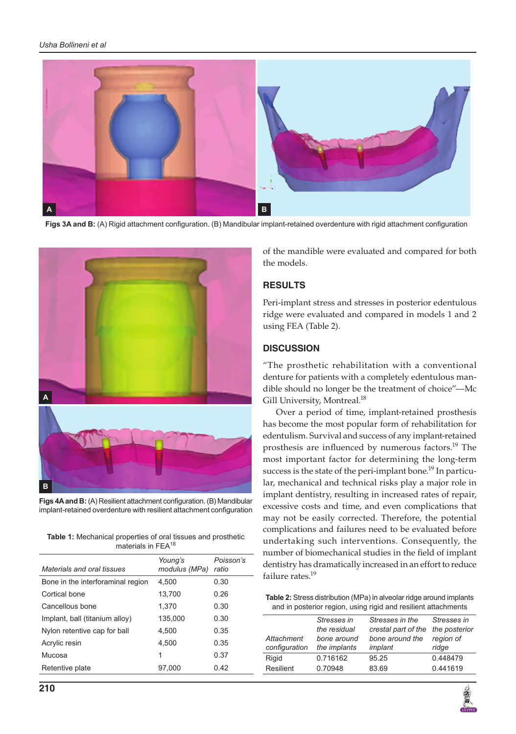Figs 3A and B: (A) Rigid attachment configuration. (B) Mandibular implant-retained overdenture with rigid attachment configuration

Figs 4A and B: (A) Resilient attachment configuration. (B) Mandibular implant-retained overdenture with resilient attachment configuration

**Table 1:** Mechanical properties of oral tissues and prosthetic materials in FEA[18]

| *Materials and oral tissues* | *Young's modulus (MPa)* | *Poisson's ratio* |
|---|---|---|
| Bone in the interforaminal region | 4,500 | 0.30 |
| Cortical bone | 13,700 | 0.26 |
| Cancellous bone | 1,370 | 0.30 |
| Implant, ball (titanium alloy) | 135,000 | 0.30 |
| Nylon retentive cap for ball | 4,500 | 0.35 |
| Acrylic resin | 4,500 | 0.35 |
| Mucosa | 1 | 0.37 |
| Retentive plate | 97,000 | 0.42 |

of the mandible were evaluated and compared for both the models.

## RESULTS

Peri-implant stress and stresses in posterior edentulous ridge were evaluated and compared in models 1 and 2 using FEA (Table 2).

## DISCUSSION

"The prosthetic rehabilitation with a conventional denture for patients with a completely edentulous mandible should no longer be the treatment of choice"—Mc Gill University, Montreal.[18]

Over a period of time, implant-retained prosthesis has become the most popular form of rehabilitation for edentulism. Survival and success of any implant-retained prosthesis are influenced by numerous factors.[19] The most important factor for determining the long-term success is the state of the peri-implant bone.[19] In particular, mechanical and technical risks play a major role in implant dentistry, resulting in increased rates of repair, excessive costs and time, and even complications that may not be easily corrected. Therefore, the potential complications and failures need to be evaluated before undertaking such interventions. Consequently, the number of biomechanical studies in the field of implant dentistry has dramatically increased in an effort to reduce failure rates.[19]

**Table 2:** Stress distribution (MPa) in alveolar ridge around implants and in posterior region, using rigid and resilient attachments

| *Attachment configuration* | *Stresses in the residual bone around the implants* | *Stresses in the crestal part of the bone around the implant* | *Stresses in the posterior region of ridge* |
|---|---|---|---|
| Rigid | 0.716162 | 95.25 | 0.448479 |
| Resilient | 0.70948 | 83.69 | 0.441619 |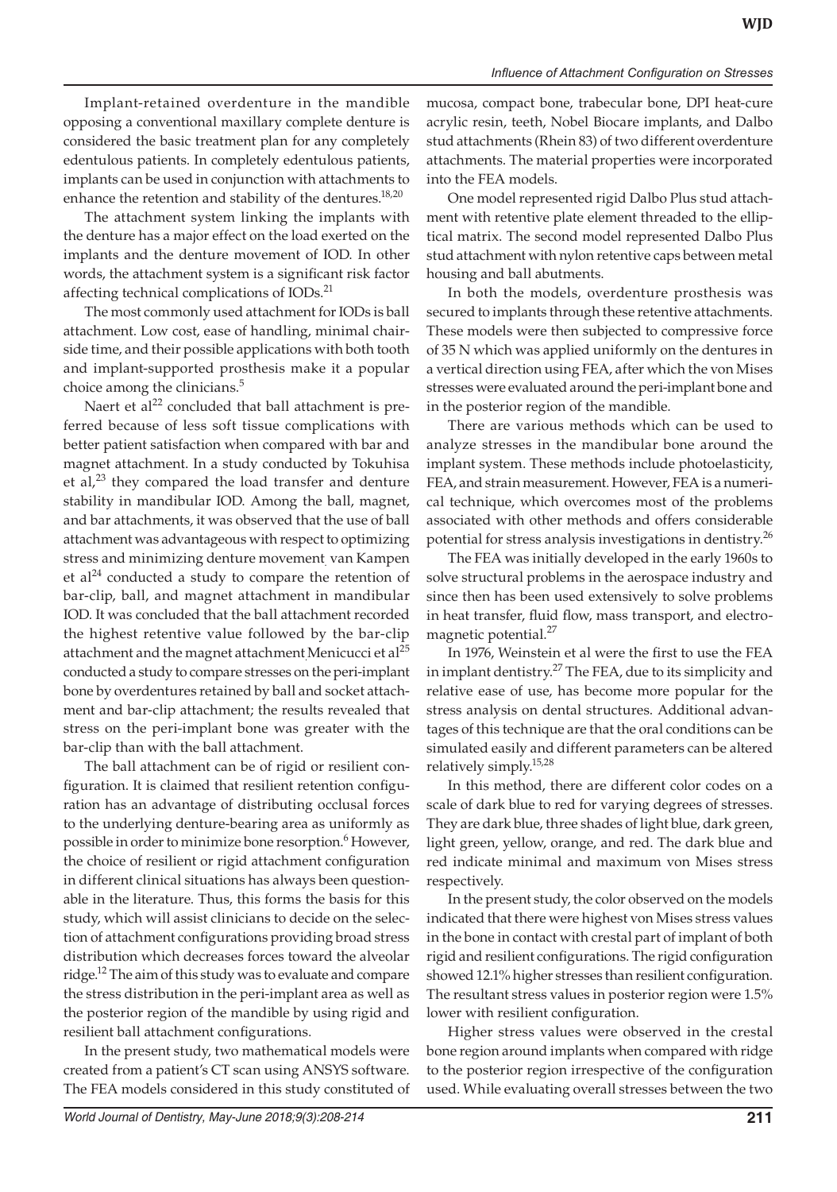Implant-retained overdenture in the mandible opposing a conventional maxillary complete denture is considered the basic treatment plan for any completely edentulous patients. In completely edentulous patients, implants can be used in conjunction with attachments to enhance the retention and stability of the dentures.[18,20]

The attachment system linking the implants with the denture has a major effect on the load exerted on the implants and the denture movement of IOD. In other words, the attachment system is a significant risk factor affecting technical complications of IODs.[21]

The most commonly used attachment for IODs is ball attachment. Low cost, ease of handling, minimal chairside time, and their possible applications with both tooth and implant-supported prosthesis make it a popular choice among the clinicians.[5]

Naert et al[22] concluded that ball attachment is preferred because of less soft tissue complications with better patient satisfaction when compared with bar and magnet attachment. In a study conducted by Tokuhisa et al,[23] they compared the load transfer and denture stability in mandibular IOD. Among the ball, magnet, and bar attachments, it was observed that the use of ball attachment was advantageous with respect to optimizing stress and minimizing denture movement. van Kampen et al[24] conducted a study to compare the retention of bar-clip, ball, and magnet attachment in mandibular IOD. It was concluded that the ball attachment recorded the highest retentive value followed by the bar-clip attachment and the magnet attachment. Menicucci et al[25] conducted a study to compare stresses on the peri-implant bone by overdentures retained by ball and socket attachment and bar-clip attachment; the results revealed that stress on the peri-implant bone was greater with the bar-clip than with the ball attachment.

The ball attachment can be of rigid or resilient configuration. It is claimed that resilient retention configuration has an advantage of distributing occlusal forces to the underlying denture-bearing area as uniformly as possible in order to minimize bone resorption.[6] However, the choice of resilient or rigid attachment configuration in different clinical situations has always been questionable in the literature. Thus, this forms the basis for this study, which will assist clinicians to decide on the selection of attachment configurations providing broad stress distribution which decreases forces toward the alveolar ridge.[12] The aim of this study was to evaluate and compare the stress distribution in the peri-implant area as well as the posterior region of the mandible by using rigid and resilient ball attachment configurations.

In the present study, two mathematical models were created from a patient's CT scan using ANSYS software. The FEA models considered in this study constituted of mucosa, compact bone, trabecular bone, DPI heat-cure acrylic resin, teeth, Nobel Biocare implants, and Dalbo stud attachments (Rhein 83) of two different overdenture attachments. The material properties were incorporated into the FEA models.

One model represented rigid Dalbo Plus stud attachment with retentive plate element threaded to the elliptical matrix. The second model represented Dalbo Plus stud attachment with nylon retentive caps between metal housing and ball abutments.

In both the models, overdenture prosthesis was secured to implants through these retentive attachments. These models were then subjected to compressive force of 35 N which was applied uniformly on the dentures in a vertical direction using FEA, after which the von Mises stresses were evaluated around the peri-implant bone and in the posterior region of the mandible.

There are various methods which can be used to analyze stresses in the mandibular bone around the implant system. These methods include photoelasticity, FEA, and strain measurement. However, FEA is a numerical technique, which overcomes most of the problems associated with other methods and offers considerable potential for stress analysis investigations in dentistry.[26]

The FEA was initially developed in the early 1960s to solve structural problems in the aerospace industry and since then has been used extensively to solve problems in heat transfer, fluid flow, mass transport, and electromagnetic potential.[27]

In 1976, Weinstein et al were the first to use the FEA in implant dentistry.[27] The FEA, due to its simplicity and relative ease of use, has become more popular for the stress analysis on dental structures. Additional advantages of this technique are that the oral conditions can be simulated easily and different parameters can be altered relatively simply.[15,28]

In this method, there are different color codes on a scale of dark blue to red for varying degrees of stresses. They are dark blue, three shades of light blue, dark green, light green, yellow, orange, and red. The dark blue and red indicate minimal and maximum von Mises stress respectively.

In the present study, the color observed on the models indicated that there were highest von Mises stress values in the bone in contact with crestal part of implant of both rigid and resilient configurations. The rigid configuration showed 12.1% higher stresses than resilient configuration. The resultant stress values in posterior region were 1.5% lower with resilient configuration.

Higher stress values were observed in the crestal bone region around implants when compared with ridge to the posterior region irrespective of the configuration used. While evaluating overall stresses between the two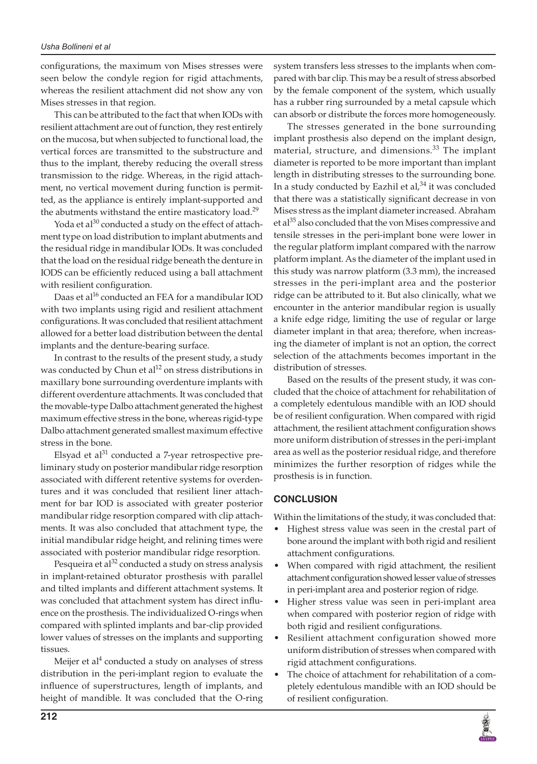configurations, the maximum von Mises stresses were seen below the condyle region for rigid attachments, whereas the resilient attachment did not show any von Mises stresses in that region.

This can be attributed to the fact that when IODs with resilient attachment are out of function, they rest entirely on the mucosa, but when subjected to functional load, the vertical forces are transmitted to the substructure and thus to the implant, thereby reducing the overall stress transmission to the ridge. Whereas, in the rigid attachment, no vertical movement during function is permitted, as the appliance is entirely implant-supported and the abutments withstand the entire masticatory load.[29]

Yoda et al[30] conducted a study on the effect of attachment type on load distribution to implant abutments and the residual ridge in mandibular IODs. It was concluded that the load on the residual ridge beneath the denture in IODS can be efficiently reduced using a ball attachment with resilient configuration.

Daas et al[16] conducted an FEA for a mandibular IOD with two implants using rigid and resilient attachment configurations. It was concluded that resilient attachment allowed for a better load distribution between the dental implants and the denture-bearing surface.

In contrast to the results of the present study, a study was conducted by Chun et al[12] on stress distributions in maxillary bone surrounding overdenture implants with different overdenture attachments. It was concluded that the movable-type Dalbo attachment generated the highest maximum effective stress in the bone, whereas rigid-type Dalbo attachment generated smallest maximum effective stress in the bone.

Elsyad et al[31] conducted a 7-year retrospective preliminary study on posterior mandibular ridge resorption associated with different retentive systems for overdentures and it was concluded that resilient liner attachment for bar IOD is associated with greater posterior mandibular ridge resorption compared with clip attachments. It was also concluded that attachment type, the initial mandibular ridge height, and relining times were associated with posterior mandibular ridge resorption.

Pesqueira et al[32] conducted a study on stress analysis in implant-retained obturator prosthesis with parallel and tilted implants and different attachment systems. It was concluded that attachment system has direct influence on the prosthesis. The individualized O-rings when compared with splinted implants and bar-clip provided lower values of stresses on the implants and supporting tissues.

Meijer et al[4] conducted a study on analyses of stress distribution in the peri-implant region to evaluate the influence of superstructures, length of implants, and height of mandible. It was concluded that the O-ring system transfers less stresses to the implants when compared with bar clip. This may be a result of stress absorbed by the female component of the system, which usually has a rubber ring surrounded by a metal capsule which can absorb or distribute the forces more homogeneously.

The stresses generated in the bone surrounding implant prosthesis also depend on the implant design, material, structure, and dimensions.[33] The implant diameter is reported to be more important than implant length in distributing stresses to the surrounding bone. In a study conducted by Eazhil et al,[34] it was concluded that there was a statistically significant decrease in von Mises stress as the implant diameter increased. Abraham et al[35] also concluded that the von Mises compressive and tensile stresses in the peri-implant bone were lower in the regular platform implant compared with the narrow platform implant. As the diameter of the implant used in this study was narrow platform (3.3 mm), the increased stresses in the peri-implant area and the posterior ridge can be attributed to it. But also clinically, what we encounter in the anterior mandibular region is usually a knife edge ridge, limiting the use of regular or large diameter implant in that area; therefore, when increasing the diameter of implant is not an option, the correct selection of the attachments becomes important in the distribution of stresses.

Based on the results of the present study, it was concluded that the choice of attachment for rehabilitation of a completely edentulous mandible with an IOD should be of resilient configuration. When compared with rigid attachment, the resilient attachment configuration shows more uniform distribution of stresses in the peri-implant area as well as the posterior residual ridge, and therefore minimizes the further resorption of ridges while the prosthesis is in function.

## CONCLUSION

Within the limitations of the study, it was concluded that:

- Highest stress value was seen in the crestal part of bone around the implant with both rigid and resilient attachment configurations.
- When compared with rigid attachment, the resilient attachment configuration showed lesser value of stresses in peri-implant area and posterior region of ridge.
- Higher stress value was seen in peri-implant area when compared with posterior region of ridge with both rigid and resilient configurations.
- Resilient attachment configuration showed more uniform distribution of stresses when compared with rigid attachment configurations.
- The choice of attachment for rehabilitation of a completely edentulous mandible with an IOD should be of resilient configuration.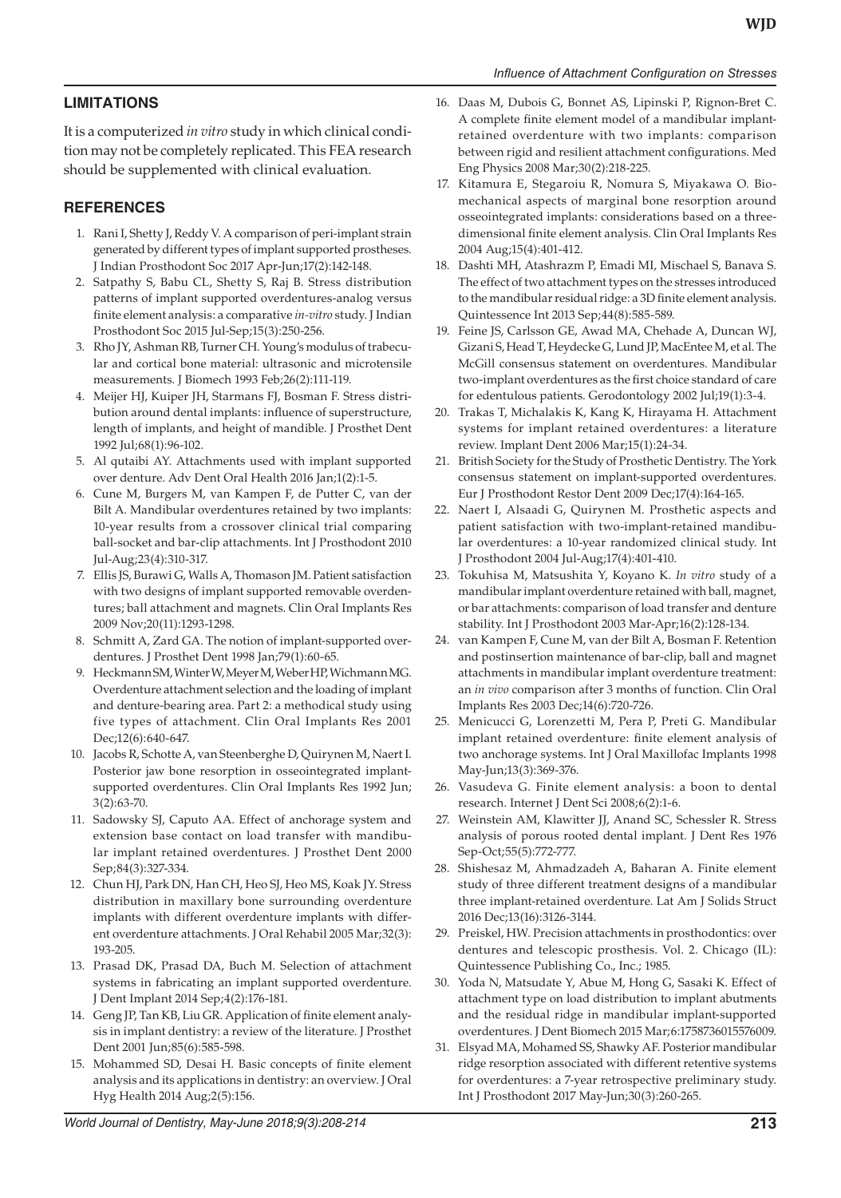## LIMITATIONS

It is a computerized *in vitro* study in which clinical condition may not be completely replicated. This FEA research should be supplemented with clinical evaluation.

## REFERENCES

1. Rani I, Shetty J, Reddy V. A comparison of peri-implant strain generated by different types of implant supported prostheses. J Indian Prosthodont Soc 2017 Apr-Jun;17(2):142-148.
2. Satpathy S, Babu CL, Shetty S, Raj B. Stress distribution patterns of implant supported overdentures-analog versus finite element analysis: a comparative *in-vitro* study. J Indian Prosthodont Soc 2015 Jul-Sep;15(3):250-256.
3. Rho JY, Ashman RB, Turner CH. Young's modulus of trabecular and cortical bone material: ultrasonic and microtensile measurements. J Biomech 1993 Feb;26(2):111-119.
4. Meijer HJ, Kuiper JH, Starmans FJ, Bosman F. Stress distribution around dental implants: influence of superstructure, length of implants, and height of mandible. J Prosthet Dent 1992 Jul;68(1):96-102.
5. Al qutaibi AY. Attachments used with implant supported over denture. Adv Dent Oral Health 2016 Jan;1(2):1-5.
6. Cune M, Burgers M, van Kampen F, de Putter C, van der Bilt A. Mandibular overdentures retained by two implants: 10-year results from a crossover clinical trial comparing ball-socket and bar-clip attachments. Int J Prosthodont 2010 Jul-Aug;23(4):310-317.
7. Ellis JS, Burawi G, Walls A, Thomason JM. Patient satisfaction with two designs of implant supported removable overdentures; ball attachment and magnets. Clin Oral Implants Res 2009 Nov;20(11):1293-1298.
8. Schmitt A, Zard GA. The notion of implant-supported overdentures. J Prosthet Dent 1998 Jan;79(1):60-65.
9. Heckmann SM, Winter W, Meyer M, Weber HP, Wichmann MG. Overdenture attachment selection and the loading of implant and denture-bearing area. Part 2: a methodical study using five types of attachment. Clin Oral Implants Res 2001 Dec;12(6):640-647.
10. Jacobs R, Schotte A, van Steenberghe D, Quirynen M, Naert I. Posterior jaw bone resorption in osseointegrated implant-supported overdentures. Clin Oral Implants Res 1992 Jun; 3(2):63-70.
11. Sadowsky SJ, Caputo AA. Effect of anchorage system and extension base contact on load transfer with mandibular implant retained overdentures. J Prosthet Dent 2000 Sep;84(3):327-334.
12. Chun HJ, Park DN, Han CH, Heo SJ, Heo MS, Koak JY. Stress distribution in maxillary bone surrounding overdenture implants with different overdenture implants with different overdenture attachments. J Oral Rehabil 2005 Mar;32(3): 193-205.
13. Prasad DK, Prasad DA, Buch M. Selection of attachment systems in fabricating an implant supported overdenture. J Dent Implant 2014 Sep;4(2):176-181.
14. Geng JP, Tan KB, Liu GR. Application of finite element analysis in implant dentistry: a review of the literature. J Prosthet Dent 2001 Jun;85(6):585-598.
15. Mohammed SD, Desai H. Basic concepts of finite element analysis and its applications in dentistry: an overview. J Oral Hyg Health 2014 Aug;2(5):156.
16. Daas M, Dubois G, Bonnet AS, Lipinski P, Rignon-Bret C. A complete finite element model of a mandibular implant-retained overdenture with two implants: comparison between rigid and resilient attachment configurations. Med Eng Physics 2008 Mar;30(2):218-225.
17. Kitamura E, Stegaroiu R, Nomura S, Miyakawa O. Biomechanical aspects of marginal bone resorption around osseointegrated implants: considerations based on a three-dimensional finite element analysis. Clin Oral Implants Res 2004 Aug;15(4):401-412.
18. Dashti MH, Atashrazm P, Emadi MI, Mischael S, Banava S. The effect of two attachment types on the stresses introduced to the mandibular residual ridge: a 3D finite element analysis. Quintessence Int 2013 Sep;44(8):585-589.
19. Feine JS, Carlsson GE, Awad MA, Chehade A, Duncan WJ, Gizani S, Head T, Heydecke G, Lund JP, MacEntee M, et al. The McGill consensus statement on overdentures. Mandibular two-implant overdentures as the first choice standard of care for edentulous patients. Gerodontology 2002 Jul;19(1):3-4.
20. Trakas T, Michalakis K, Kang K, Hirayama H. Attachment systems for implant retained overdentures: a literature review. Implant Dent 2006 Mar;15(1):24-34.
21. British Society for the Study of Prosthetic Dentistry. The York consensus statement on implant-supported overdentures. Eur J Prosthodont Restor Dent 2009 Dec;17(4):164-165.
22. Naert I, Alsaadi G, Quirynen M. Prosthetic aspects and patient satisfaction with two-implant-retained mandibular overdentures: a 10-year randomized clinical study. Int J Prosthodont 2004 Jul-Aug;17(4):401-410.
23. Tokuhisa M, Matsushita Y, Koyano K. *In vitro* study of a mandibular implant overdenture retained with ball, magnet, or bar attachments: comparison of load transfer and denture stability. Int J Prosthodont 2003 Mar-Apr;16(2):128-134.
24. van Kampen F, Cune M, van der Bilt A, Bosman F. Retention and postinsertion maintenance of bar-clip, ball and magnet attachments in mandibular implant overdenture treatment: an *in vivo* comparison after 3 months of function. Clin Oral Implants Res 2003 Dec;14(6):720-726.
25. Menicucci G, Lorenzetti M, Pera P, Preti G. Mandibular implant retained overdenture: finite element analysis of two anchorage systems. Int J Oral Maxillofac Implants 1998 May-Jun;13(3):369-376.
26. Vasudeva G. Finite element analysis: a boon to dental research. Internet J Dent Sci 2008;6(2):1-6.
27. Weinstein AM, Klawitter JJ, Anand SC, Schessler R. Stress analysis of porous rooted dental implant. J Dent Res 1976 Sep-Oct;55(5):772-777.
28. Shishesaz M, Ahmadzadeh A, Baharan A. Finite element study of three different treatment designs of a mandibular three implant-retained overdenture. Lat Am J Solids Struct 2016 Dec;13(16):3126-3144.
29. Preiskel, HW. Precision attachments in prosthodontics: over dentures and telescopic prosthesis. Vol. 2. Chicago (IL): Quintessence Publishing Co., Inc.; 1985.
30. Yoda N, Matsudate Y, Abue M, Hong G, Sasaki K. Effect of attachment type on load distribution to implant abutments and the residual ridge in mandibular implant-supported overdentures. J Dent Biomech 2015 Mar;6:1758736015576009.
31. Elsyad MA, Mohamed SS, Shawky AF. Posterior mandibular ridge resorption associated with different retentive systems for overdentures: a 7-year retrospective preliminary study. Int J Prosthodont 2017 May-Jun;30(3):260-265.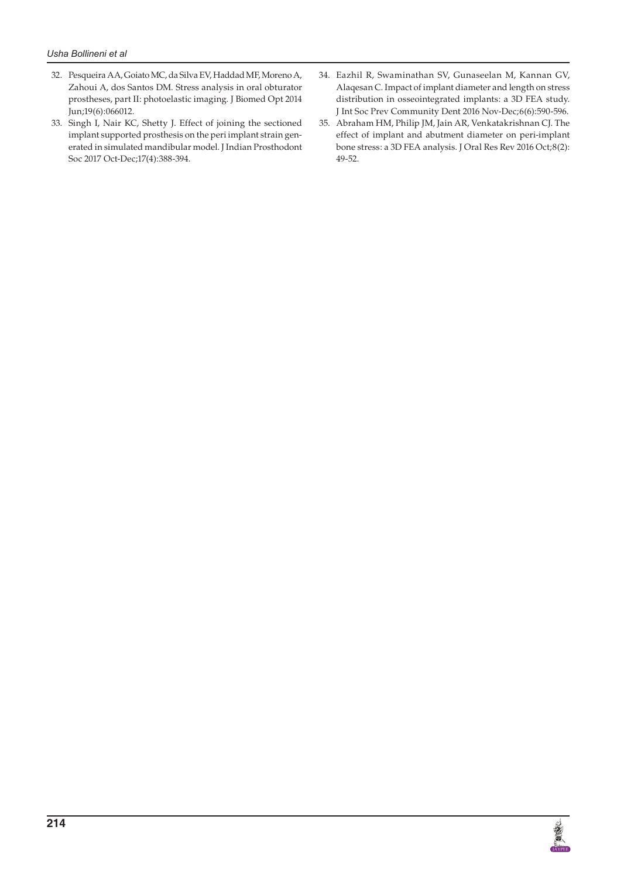32. Pesqueira AA, Goiato MC, da Silva EV, Haddad MF, Moreno A, Zahoui A, dos Santos DM. Stress analysis in oral obturator prostheses, part II: photoelastic imaging. J Biomed Opt 2014 Jun;19(6):066012.
33. Singh I, Nair KC, Shetty J. Effect of joining the sectioned implant supported prosthesis on the peri implant strain generated in simulated mandibular model. J Indian Prosthodont Soc 2017 Oct-Dec;17(4):388-394.
34. Eazhil R, Swaminathan SV, Gunaseelan M, Kannan GV, Alaqesan C. Impact of implant diameter and length on stress distribution in osseointegrated implants: a 3D FEA study. J Int Soc Prev Community Dent 2016 Nov-Dec;6(6):590-596.
35. Abraham HM, Philip JM, Jain AR, Venkatakrishnan CJ. The effect of implant and abutment diameter on peri-implant bone stress: a 3D FEA analysis. J Oral Res Rev 2016 Oct;8(2):49-52.